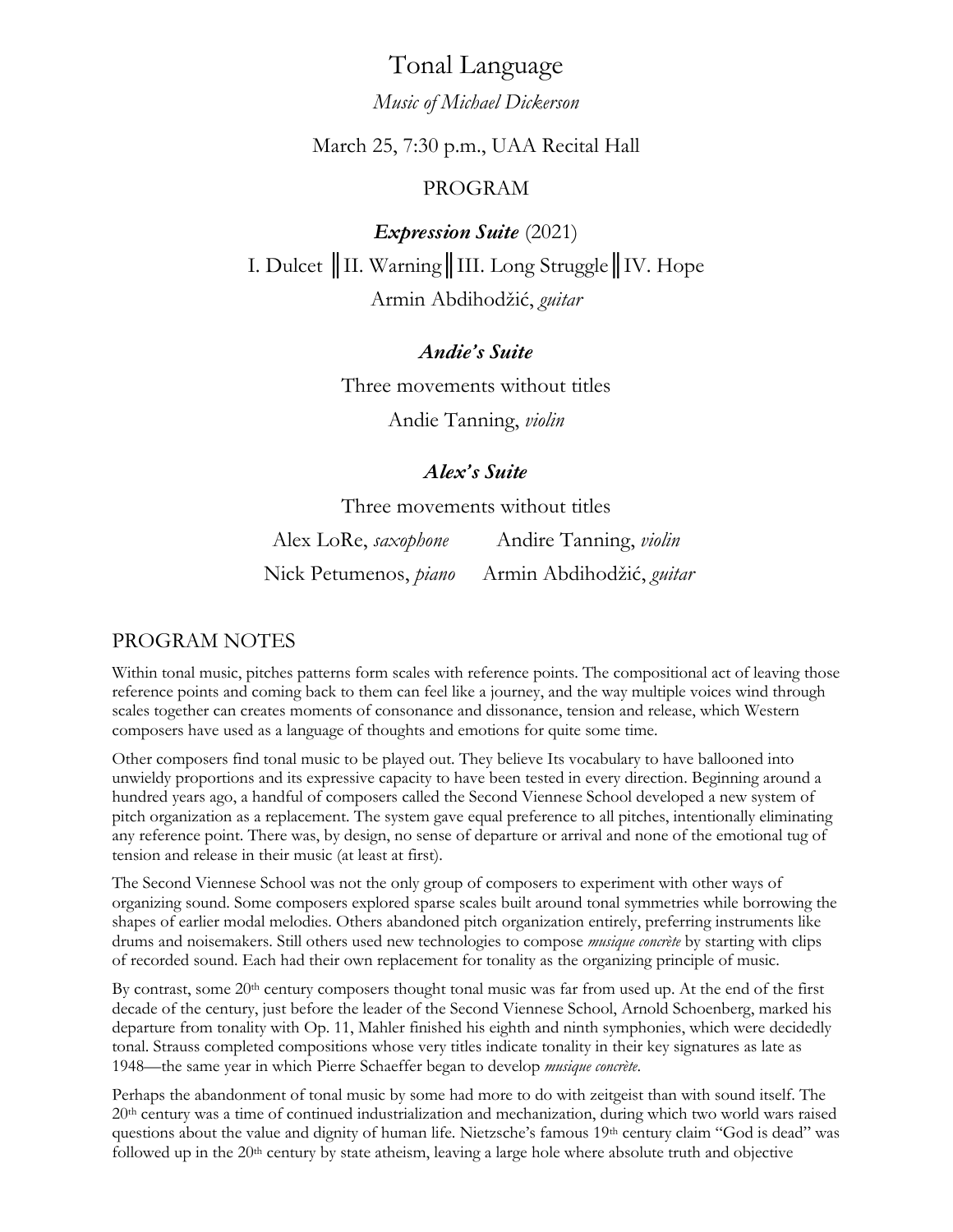# Tonal Language

*Music of Michael Dickerson*

March 25, 7:30 p.m., UAA Recital Hall

## PROGRAM

***Expression Suite*** (2021)

I. Dulcet ║II. Warning║III. Long Struggle║IV. Hope

Armin Abdihodžić, *guitar*

***Andie's Suite***

Three movements without titles

Andie Tanning, *violin*

***Alex's Suite***

Three movements without titles

Alex LoRe, *saxophone* Andire Tanning, *violin*

Nick Petumenos, *piano* Armin Abdihodžić, *guitar*

## PROGRAM NOTES

Within tonal music, pitches patterns form scales with reference points. The compositional act of leaving those reference points and coming back to them can feel like a journey, and the way multiple voices wind through scales together can creates moments of consonance and dissonance, tension and release, which Western composers have used as a language of thoughts and emotions for quite some time.

Other composers find tonal music to be played out. They believe Its vocabulary to have ballooned into unwieldy proportions and its expressive capacity to have been tested in every direction. Beginning around a hundred years ago, a handful of composers called the Second Viennese School developed a new system of pitch organization as a replacement. The system gave equal preference to all pitches, intentionally eliminating any reference point. There was, by design, no sense of departure or arrival and none of the emotional tug of tension and release in their music (at least at first).

The Second Viennese School was not the only group of composers to experiment with other ways of organizing sound. Some composers explored sparse scales built around tonal symmetries while borrowing the shapes of earlier modal melodies. Others abandoned pitch organization entirely, preferring instruments like drums and noisemakers. Still others used new technologies to compose *musique concrète* by starting with clips of recorded sound. Each had their own replacement for tonality as the organizing principle of music.

By contrast, some 20th century composers thought tonal music was far from used up. At the end of the first decade of the century, just before the leader of the Second Viennese School, Arnold Schoenberg, marked his departure from tonality with Op. 11, Mahler finished his eighth and ninth symphonies, which were decidedly tonal. Strauss completed compositions whose very titles indicate tonality in their key signatures as late as 1948—the same year in which Pierre Schaeffer began to develop *musique concrète*.

Perhaps the abandonment of tonal music by some had more to do with zeitgeist than with sound itself. The 20th century was a time of continued industrialization and mechanization, during which two world wars raised questions about the value and dignity of human life. Nietzsche's famous 19th century claim "God is dead" was followed up in the 20th century by state atheism, leaving a large hole where absolute truth and objective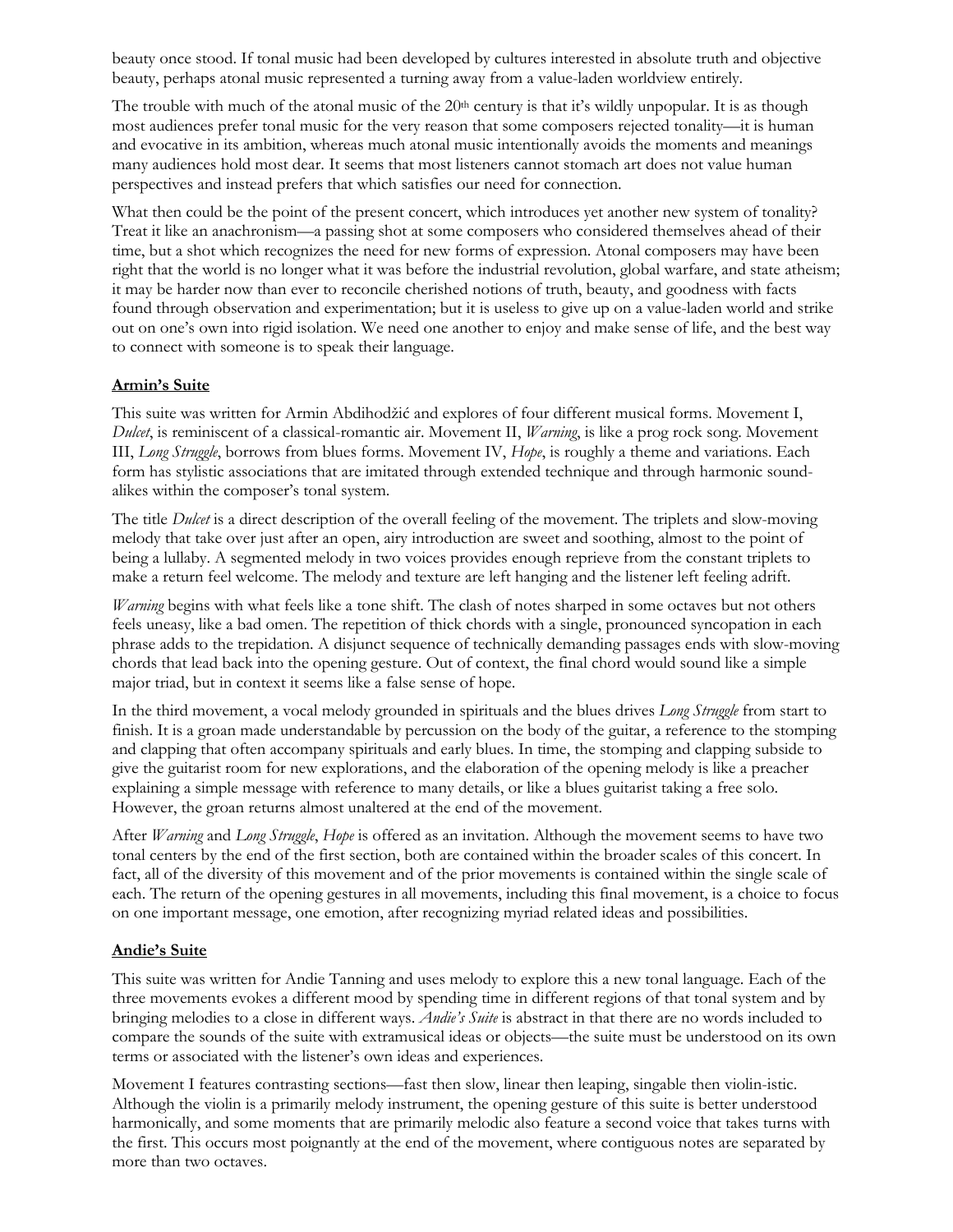beauty once stood. If tonal music had been developed by cultures interested in absolute truth and objective beauty, perhaps atonal music represented a turning away from a value-laden worldview entirely.

The trouble with much of the atonal music of the 20th century is that it's wildly unpopular. It is as though most audiences prefer tonal music for the very reason that some composers rejected tonality—it is human and evocative in its ambition, whereas much atonal music intentionally avoids the moments and meanings many audiences hold most dear. It seems that most listeners cannot stomach art does not value human perspectives and instead prefers that which satisfies our need for connection.

What then could be the point of the present concert, which introduces yet another new system of tonality? Treat it like an anachronism—a passing shot at some composers who considered themselves ahead of their time, but a shot which recognizes the need for new forms of expression. Atonal composers may have been right that the world is no longer what it was before the industrial revolution, global warfare, and state atheism; it may be harder now than ever to reconcile cherished notions of truth, beauty, and goodness with facts found through observation and experimentation; but it is useless to give up on a value-laden world and strike out on one's own into rigid isolation. We need one another to enjoy and make sense of life, and the best way to connect with someone is to speak their language.

## Armin's Suite

This suite was written for Armin Abdihodžić and explores of four different musical forms. Movement I, *Dulcet*, is reminiscent of a classical-romantic air. Movement II, *Warning*, is like a prog rock song. Movement III, *Long Struggle*, borrows from blues forms. Movement IV, *Hope*, is roughly a theme and variations. Each form has stylistic associations that are imitated through extended technique and through harmonic sound-alikes within the composer's tonal system.

The title *Dulcet* is a direct description of the overall feeling of the movement. The triplets and slow-moving melody that take over just after an open, airy introduction are sweet and soothing, almost to the point of being a lullaby. A segmented melody in two voices provides enough reprieve from the constant triplets to make a return feel welcome. The melody and texture are left hanging and the listener left feeling adrift.

*Warning* begins with what feels like a tone shift. The clash of notes sharped in some octaves but not others feels uneasy, like a bad omen. The repetition of thick chords with a single, pronounced syncopation in each phrase adds to the trepidation. A disjunct sequence of technically demanding passages ends with slow-moving chords that lead back into the opening gesture. Out of context, the final chord would sound like a simple major triad, but in context it seems like a false sense of hope.

In the third movement, a vocal melody grounded in spirituals and the blues drives *Long Struggle* from start to finish. It is a groan made understandable by percussion on the body of the guitar, a reference to the stomping and clapping that often accompany spirituals and early blues. In time, the stomping and clapping subside to give the guitarist room for new explorations, and the elaboration of the opening melody is like a preacher explaining a simple message with reference to many details, or like a blues guitarist taking a free solo. However, the groan returns almost unaltered at the end of the movement.

After *Warning* and *Long Struggle*, *Hope* is offered as an invitation. Although the movement seems to have two tonal centers by the end of the first section, both are contained within the broader scales of this concert. In fact, all of the diversity of this movement and of the prior movements is contained within the single scale of each. The return of the opening gestures in all movements, including this final movement, is a choice to focus on one important message, one emotion, after recognizing myriad related ideas and possibilities.

## Andie's Suite

This suite was written for Andie Tanning and uses melody to explore this a new tonal language. Each of the three movements evokes a different mood by spending time in different regions of that tonal system and by bringing melodies to a close in different ways. *Andie's Suite* is abstract in that there are no words included to compare the sounds of the suite with extramusical ideas or objects—the suite must be understood on its own terms or associated with the listener's own ideas and experiences.

Movement I features contrasting sections—fast then slow, linear then leaping, singable then violin-istic. Although the violin is a primarily melody instrument, the opening gesture of this suite is better understood harmonically, and some moments that are primarily melodic also feature a second voice that takes turns with the first. This occurs most poignantly at the end of the movement, where contiguous notes are separated by more than two octaves.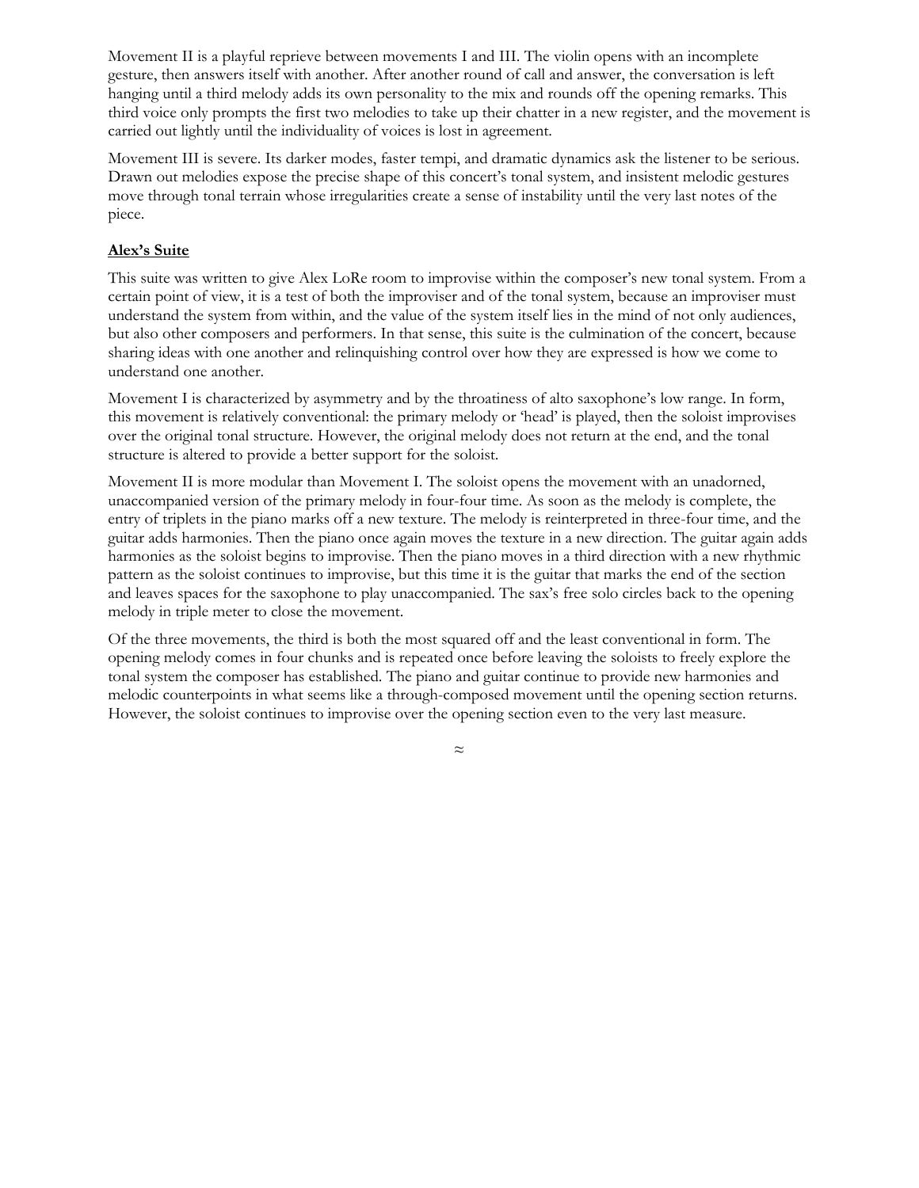Movement II is a playful reprieve between movements I and III. The violin opens with an incomplete gesture, then answers itself with another. After another round of call and answer, the conversation is left hanging until a third melody adds its own personality to the mix and rounds off the opening remarks. This third voice only prompts the first two melodies to take up their chatter in a new register, and the movement is carried out lightly until the individuality of voices is lost in agreement.

Movement III is severe. Its darker modes, faster tempi, and dramatic dynamics ask the listener to be serious. Drawn out melodies expose the precise shape of this concert's tonal system, and insistent melodic gestures move through tonal terrain whose irregularities create a sense of instability until the very last notes of the piece.

**Alex's Suite**

This suite was written to give Alex LoRe room to improvise within the composer's new tonal system. From a certain point of view, it is a test of both the improviser and of the tonal system, because an improviser must understand the system from within, and the value of the system itself lies in the mind of not only audiences, but also other composers and performers. In that sense, this suite is the culmination of the concert, because sharing ideas with one another and relinquishing control over how they are expressed is how we come to understand one another.

Movement I is characterized by asymmetry and by the throatiness of alto saxophone's low range. In form, this movement is relatively conventional: the primary melody or 'head' is played, then the soloist improvises over the original tonal structure. However, the original melody does not return at the end, and the tonal structure is altered to provide a better support for the soloist.

Movement II is more modular than Movement I. The soloist opens the movement with an unadorned, unaccompanied version of the primary melody in four-four time. As soon as the melody is complete, the entry of triplets in the piano marks off a new texture. The melody is reinterpreted in three-four time, and the guitar adds harmonies. Then the piano once again moves the texture in a new direction. The guitar again adds harmonies as the soloist begins to improvise. Then the piano moves in a third direction with a new rhythmic pattern as the soloist continues to improvise, but this time it is the guitar that marks the end of the section and leaves spaces for the saxophone to play unaccompanied. The sax's free solo circles back to the opening melody in triple meter to close the movement.

Of the three movements, the third is both the most squared off and the least conventional in form. The opening melody comes in four chunks and is repeated once before leaving the soloists to freely explore the tonal system the composer has established. The piano and guitar continue to provide new harmonies and melodic counterpoints in what seems like a through-composed movement until the opening section returns. However, the soloist continues to improvise over the opening section even to the very last measure.

≈